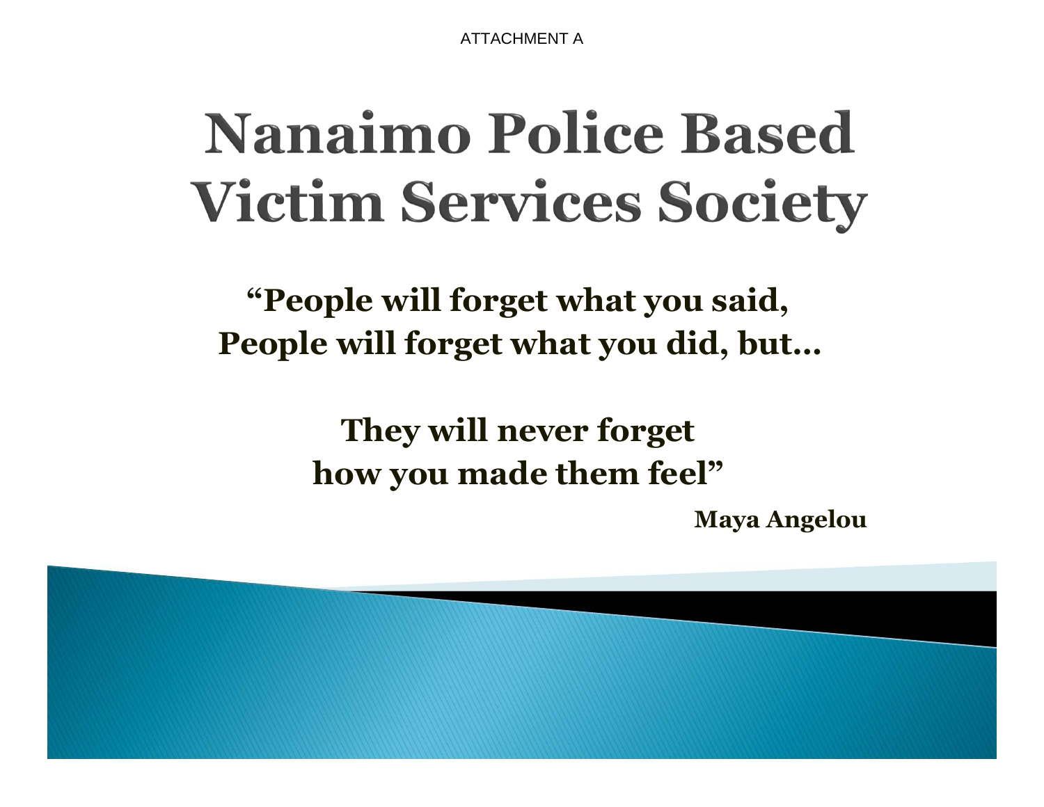ATTACHMENT A

# Nanaimo Police Based Victim Services Society

**"People will forget what you said,
People will forget what you did, but…**

**They will never forget
how you made them feel"**

**Maya Angelou**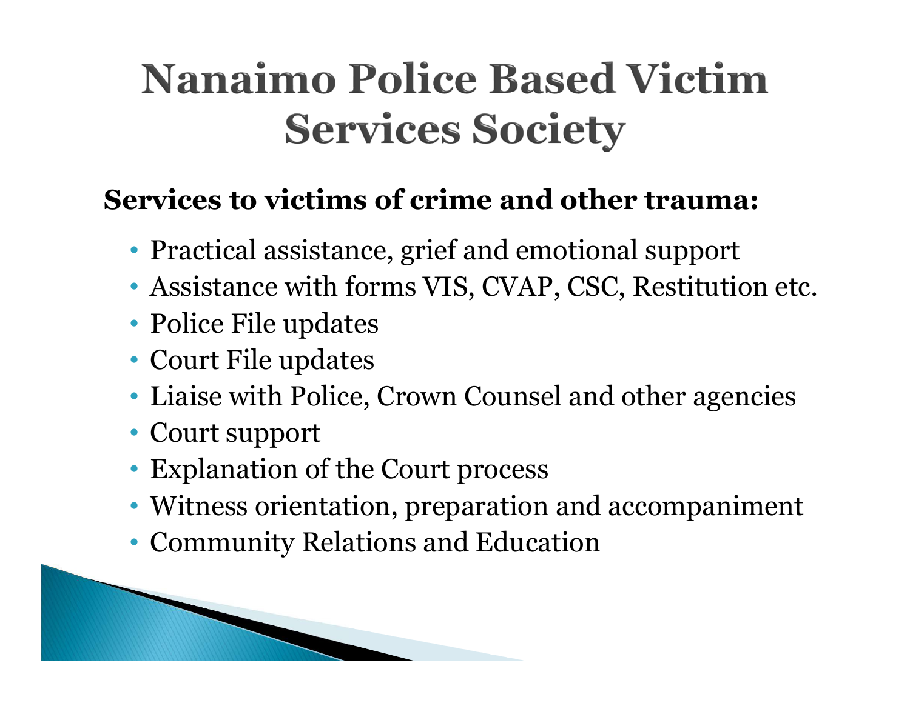# Nanaimo Police Based Victim Services Society

**Services to victims of crime and other trauma:**

- Practical assistance, grief and emotional support
- Assistance with forms VIS, CVAP, CSC, Restitution etc.
- Police File updates
- Court File updates
- Liaise with Police, Crown Counsel and other agencies
- Court support
- Explanation of the Court process
- Witness orientation, preparation and accompaniment
- Community Relations and Education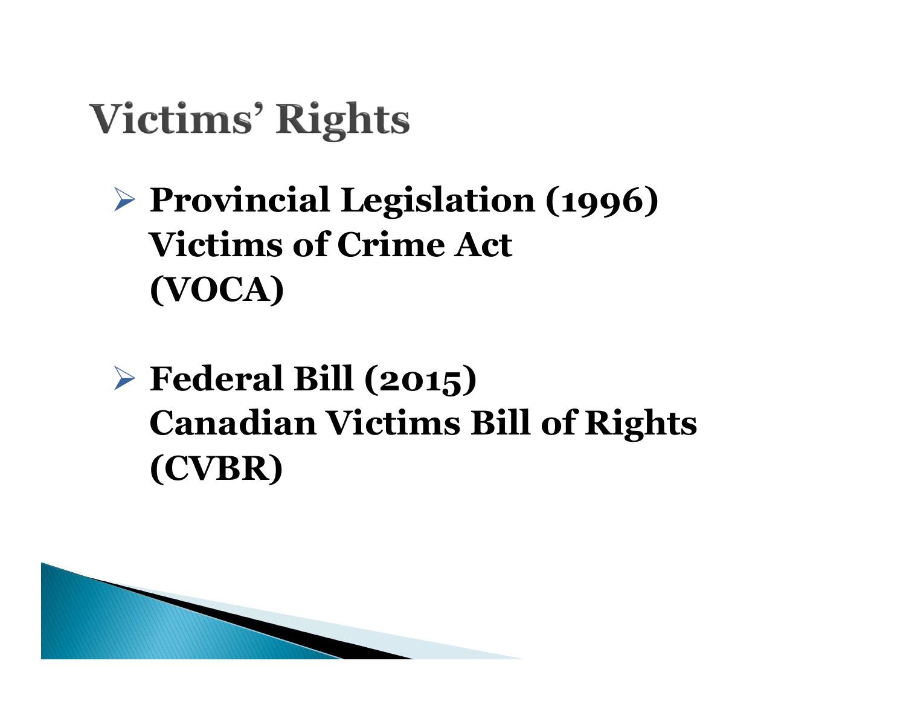# Victims' Rights

- **Provincial Legislation (1996)**
  **Victims of Crime Act**
  **(VOCA)**

- **Federal Bill (2015)**
  **Canadian Victims Bill of Rights**
  **(CVBR)**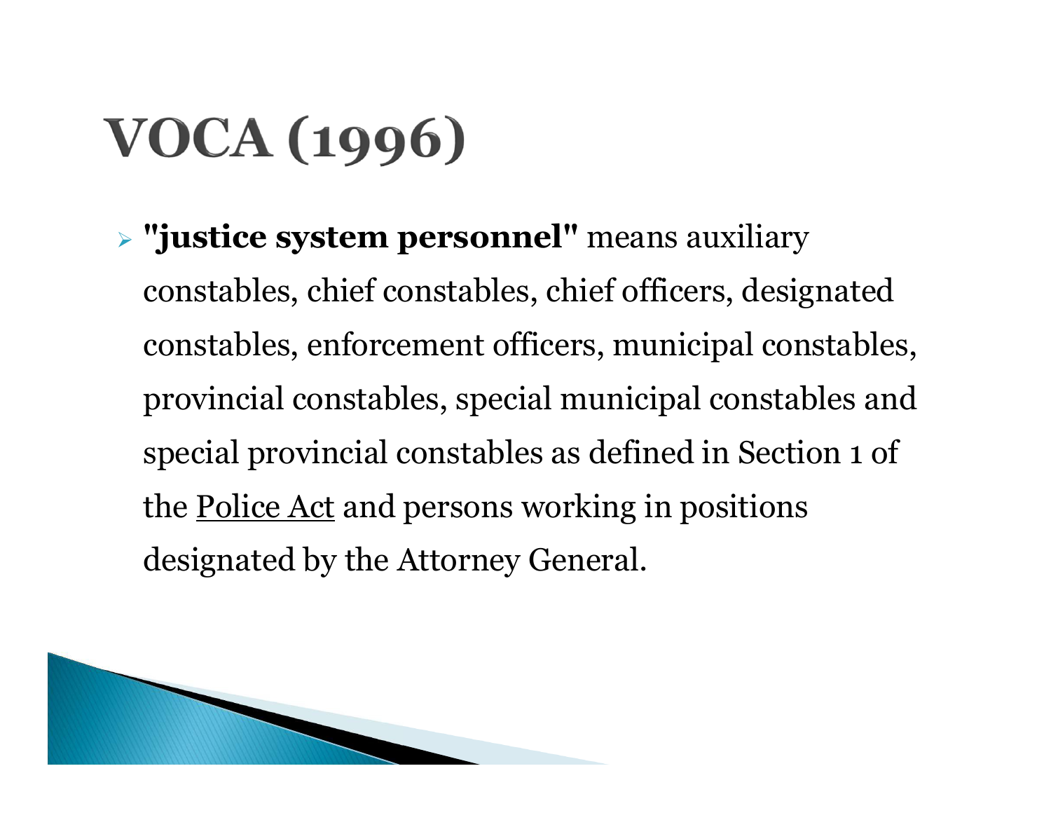# VOCA (1996)

- **"justice system personnel"** means auxiliary constables, chief constables, chief officers, designated constables, enforcement officers, municipal constables, provincial constables, special municipal constables and special provincial constables as defined in Section 1 of the Police Act and persons working in positions designated by the Attorney General.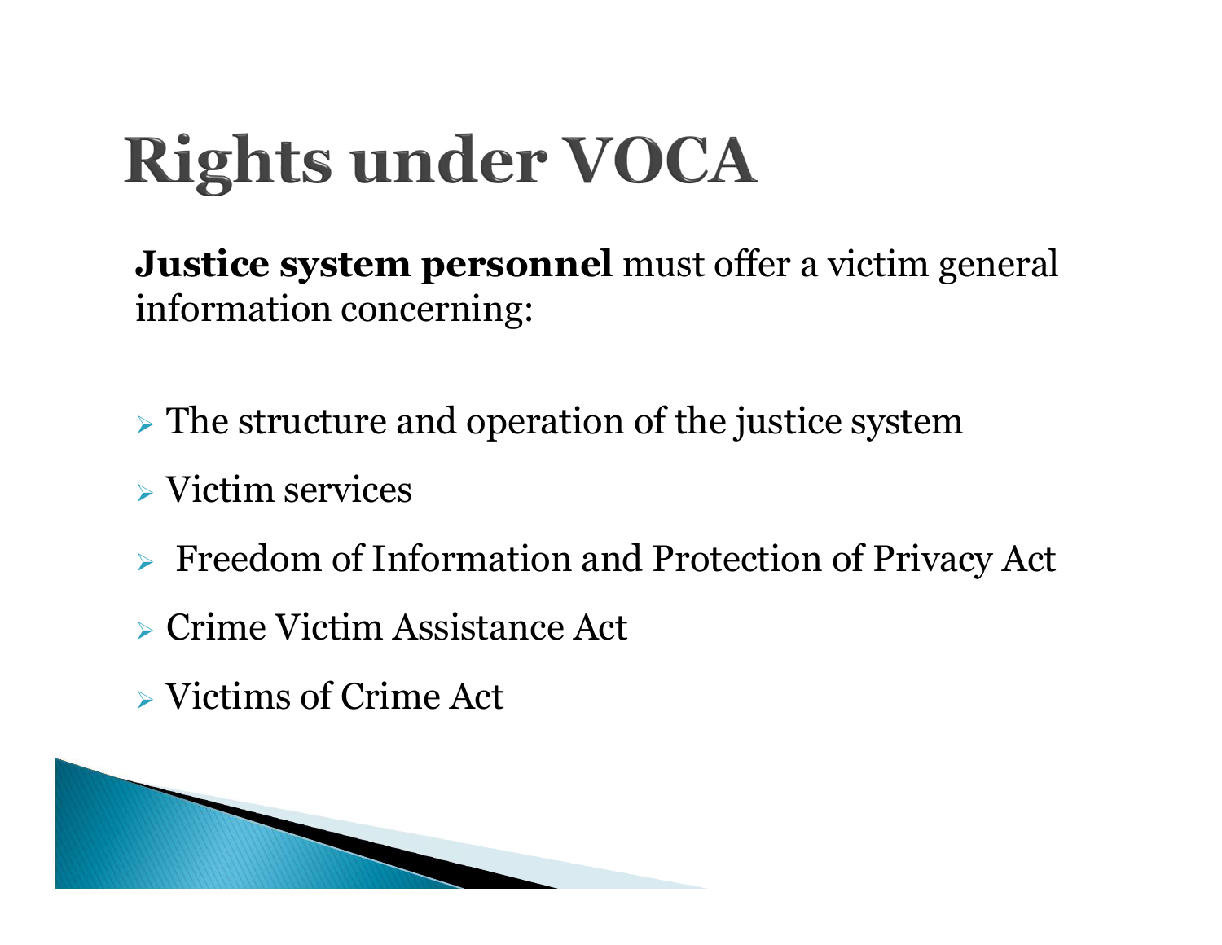# Rights under VOCA

**Justice system personnel** must offer a victim general information concerning:

- The structure and operation of the justice system
- Victim services
- Freedom of Information and Protection of Privacy Act
- Crime Victim Assistance Act
- Victims of Crime Act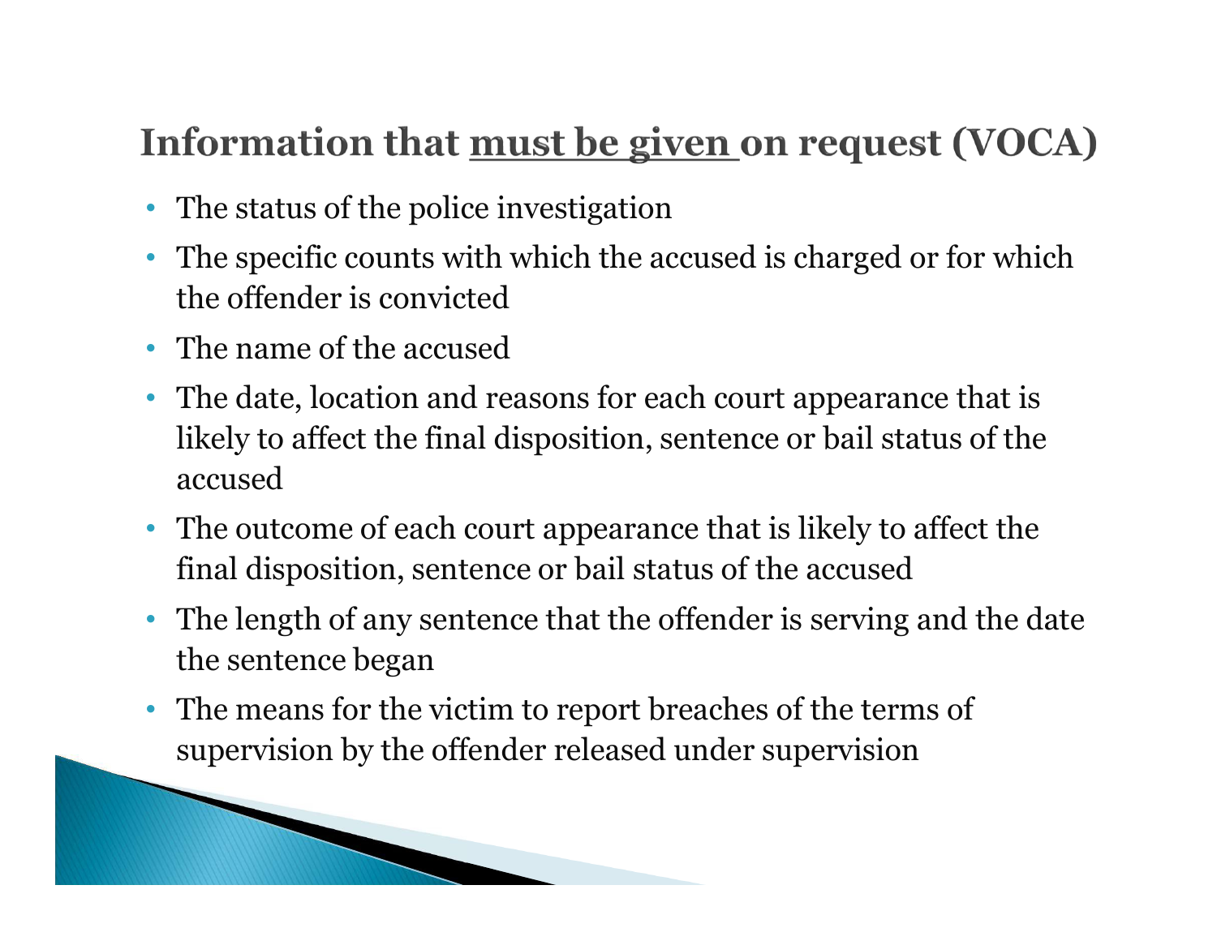## Information that <u>must be given</u> on request (VOCA)

- The status of the police investigation
- The specific counts with which the accused is charged or for which the offender is convicted
- The name of the accused
- The date, location and reasons for each court appearance that is likely to affect the final disposition, sentence or bail status of the accused
- The outcome of each court appearance that is likely to affect the final disposition, sentence or bail status of the accused
- The length of any sentence that the offender is serving and the date the sentence began
- The means for the victim to report breaches of the terms of supervision by the offender released under supervision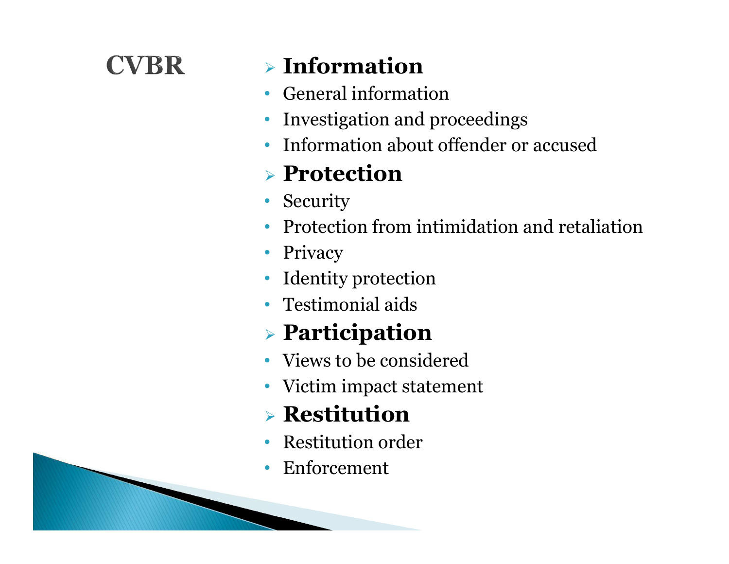# CVBR

- **Information**
  - General information
  - Investigation and proceedings
  - Information about offender or accused
- **Protection**
  - Security
  - Protection from intimidation and retaliation
  - Privacy
  - Identity protection
  - Testimonial aids
- **Participation**
  - Views to be considered
  - Victim impact statement
- **Restitution**
  - Restitution order
  - Enforcement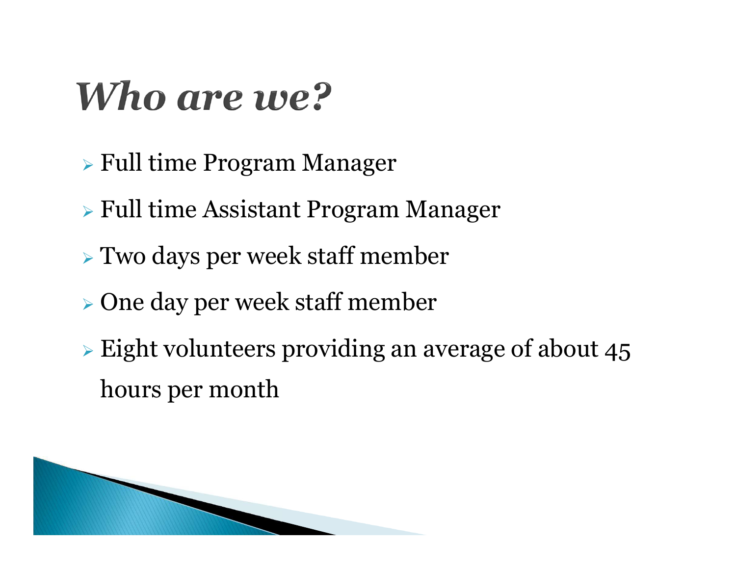# *Who are we?*

- Full time Program Manager
- Full time Assistant Program Manager
- Two days per week staff member
- One day per week staff member
- Eight volunteers providing an average of about 45 hours per month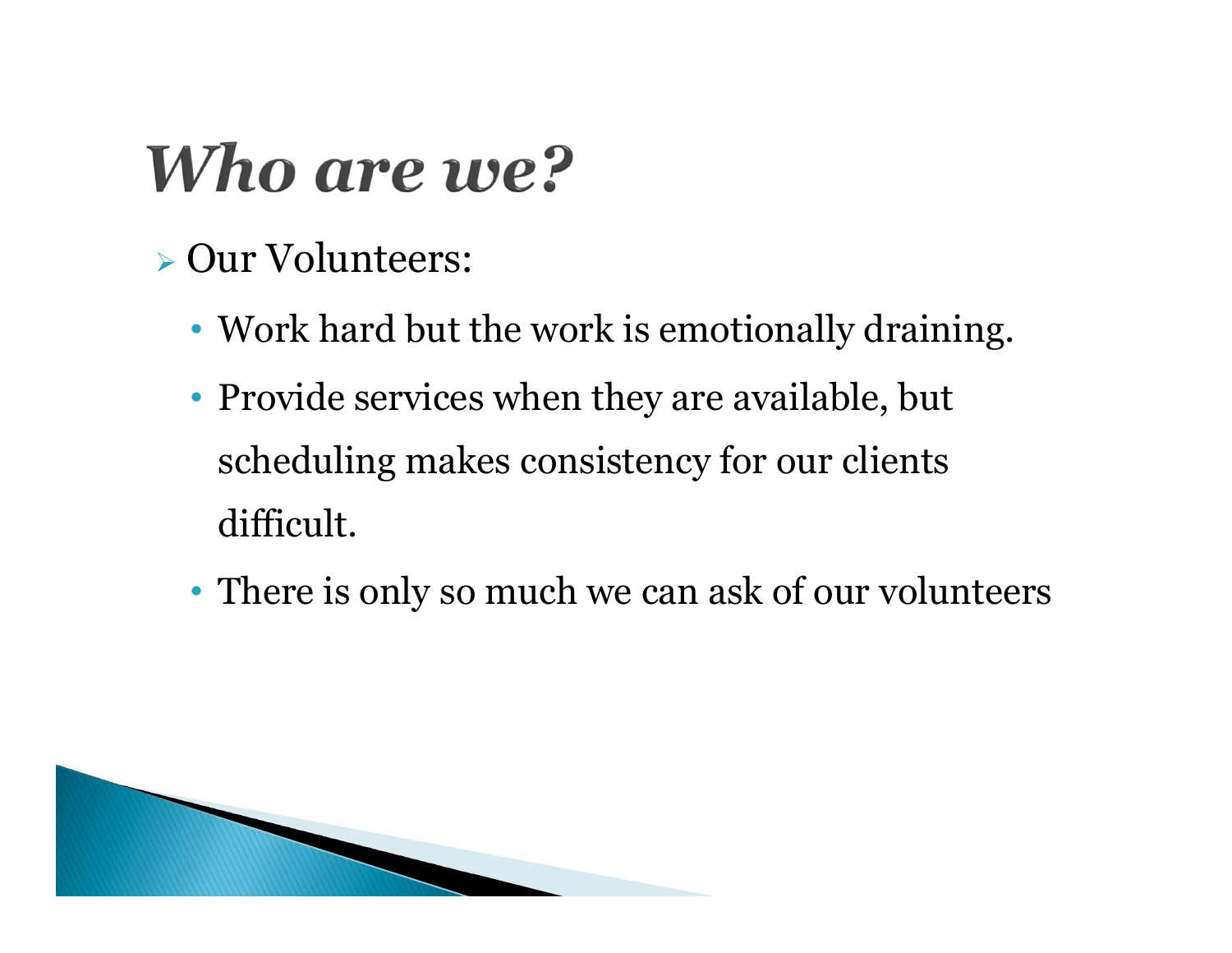# *Who are we?*

- Our Volunteers:
  - Work hard but the work is emotionally draining.
  - Provide services when they are available, but scheduling makes consistency for our clients difficult.
  - There is only so much we can ask of our volunteers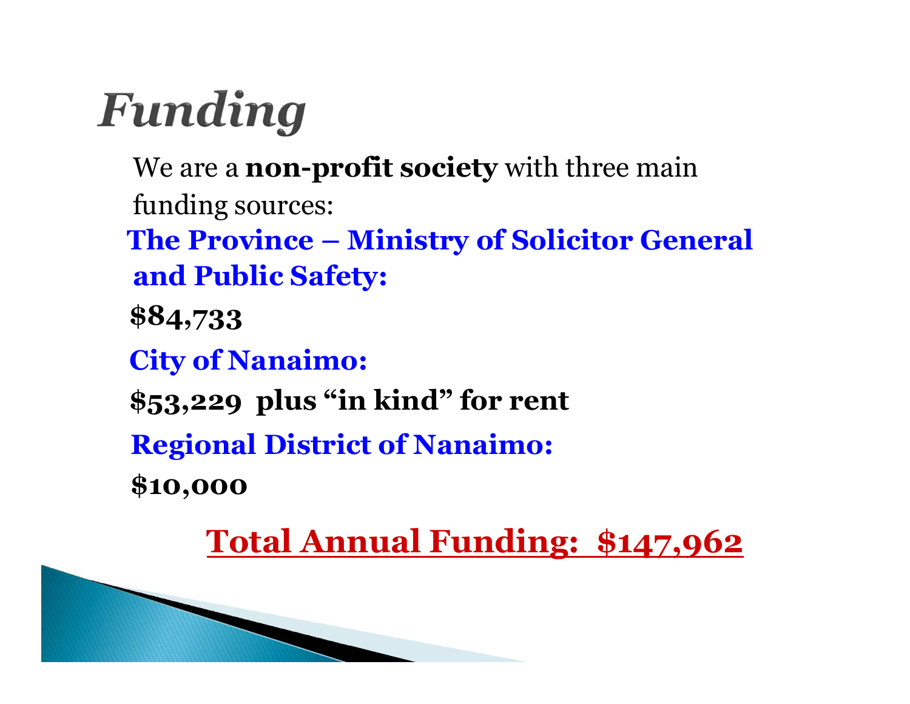# Funding

We are a **non-profit society** with three main funding sources:

**The Province – Ministry of Solicitor General and Public Safety:**

**$84,733**

**City of Nanaimo:**

**$53,229 plus "in kind" for rent**

**Regional District of Nanaimo:**

**$10,000**

**Total Annual Funding: $147,962**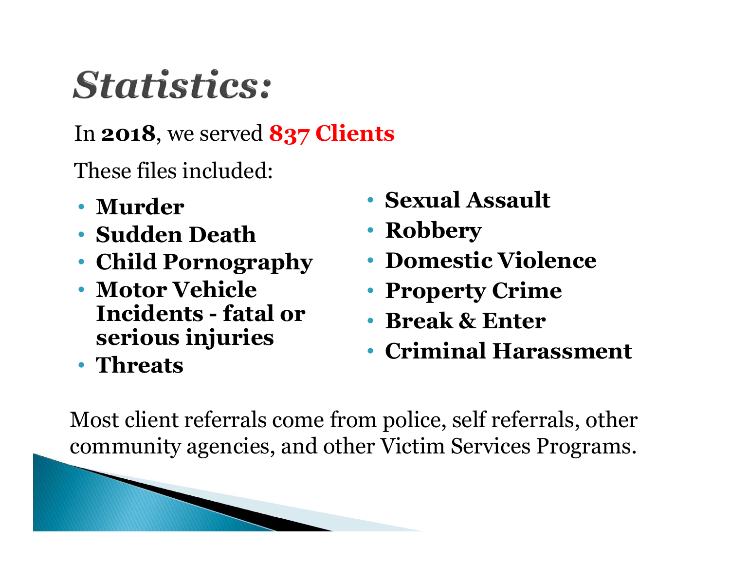# *Statistics:*

In **2018**, we served **837 Clients**

These files included:

- **Murder**
- **Sudden Death**
- **Child Pornography**
- **Motor Vehicle Incidents - fatal or serious injuries**
- **Threats**
- **Sexual Assault**
- **Robbery**
- **Domestic Violence**
- **Property Crime**
- **Break & Enter**
- **Criminal Harassment**

Most client referrals come from police, self referrals, other community agencies, and other Victim Services Programs.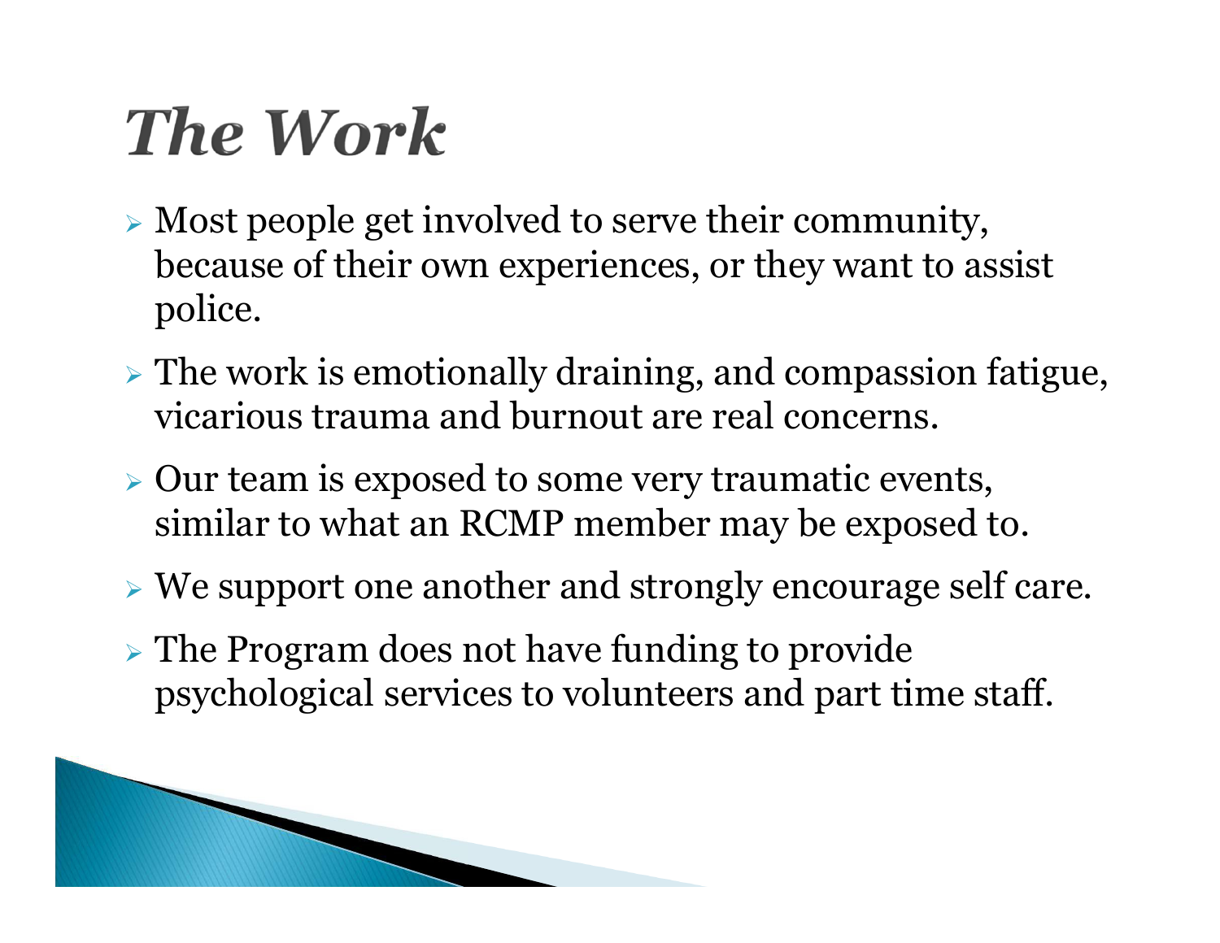# The Work

- Most people get involved to serve their community, because of their own experiences, or they want to assist police.
- The work is emotionally draining, and compassion fatigue, vicarious trauma and burnout are real concerns.
- Our team is exposed to some very traumatic events, similar to what an RCMP member may be exposed to.
- We support one another and strongly encourage self care.
- The Program does not have funding to provide psychological services to volunteers and part time staff.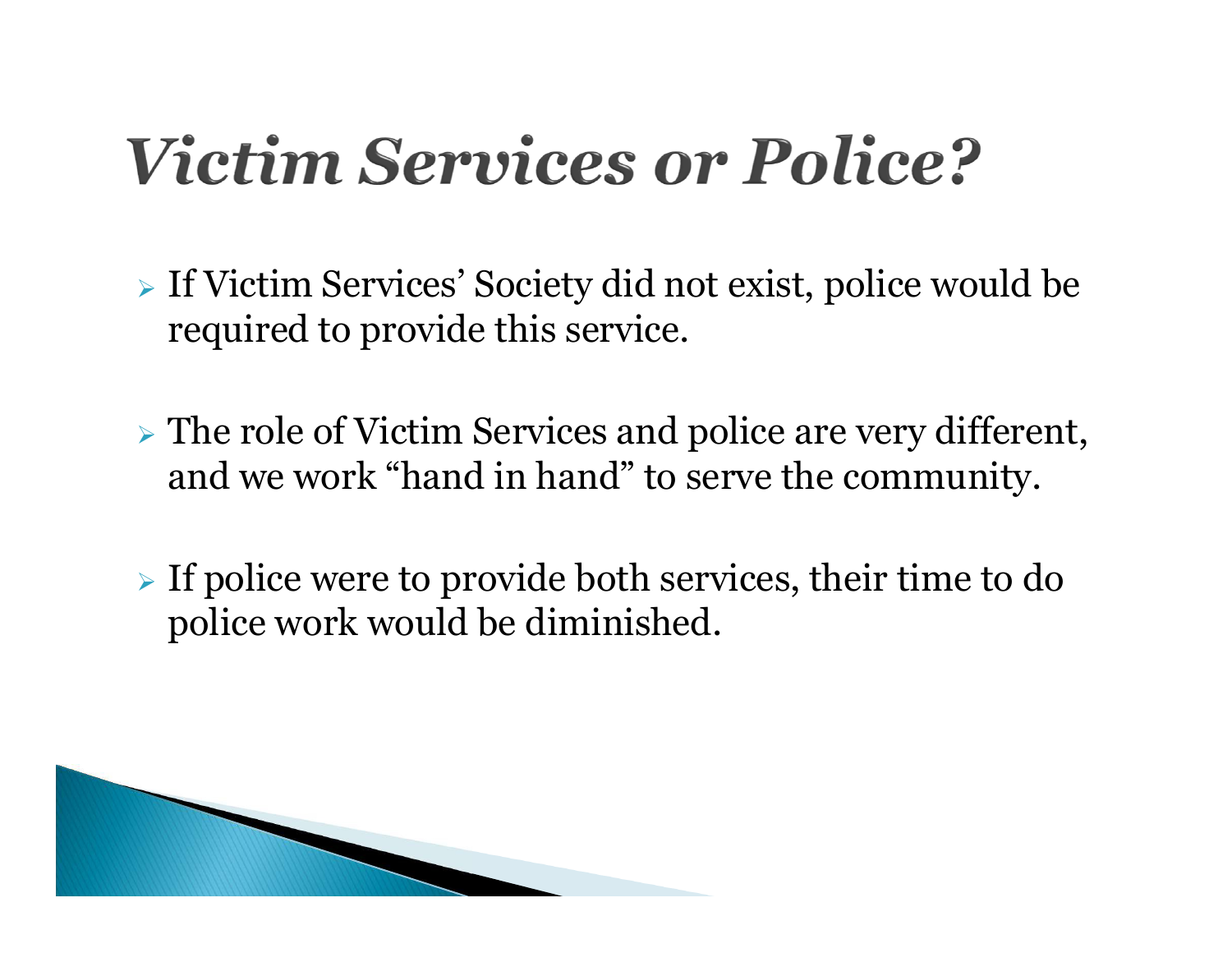# *Victim Services or Police?*

- If Victim Services' Society did not exist, police would be required to provide this service.
- The role of Victim Services and police are very different, and we work "hand in hand" to serve the community.
- If police were to provide both services, their time to do police work would be diminished.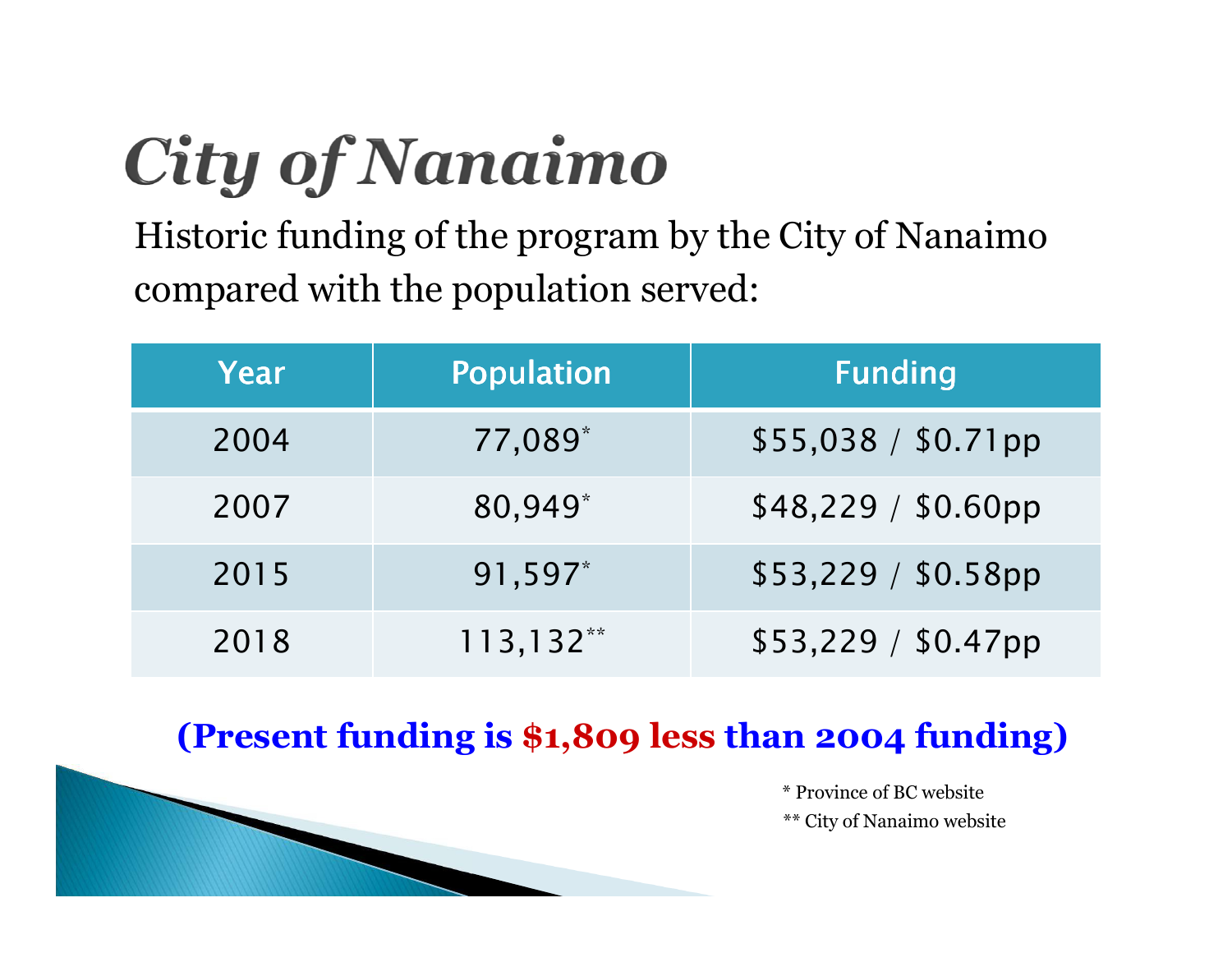# City of Nanaimo

Historic funding of the program by the City of Nanaimo compared with the population served:

| Year | Population | Funding |
|---|---|---|
| 2004 | 77,089* | $55,038 / $0.71pp |
| 2007 | 80,949* | $48,229 / $0.60pp |
| 2015 | 91,597* | $53,229 / $0.58pp |
| 2018 | 113,132** | $53,229 / $0.47pp |

**(Present funding is $1,809 less than 2004 funding)**

\* Province of BC website

\** City of Nanaimo website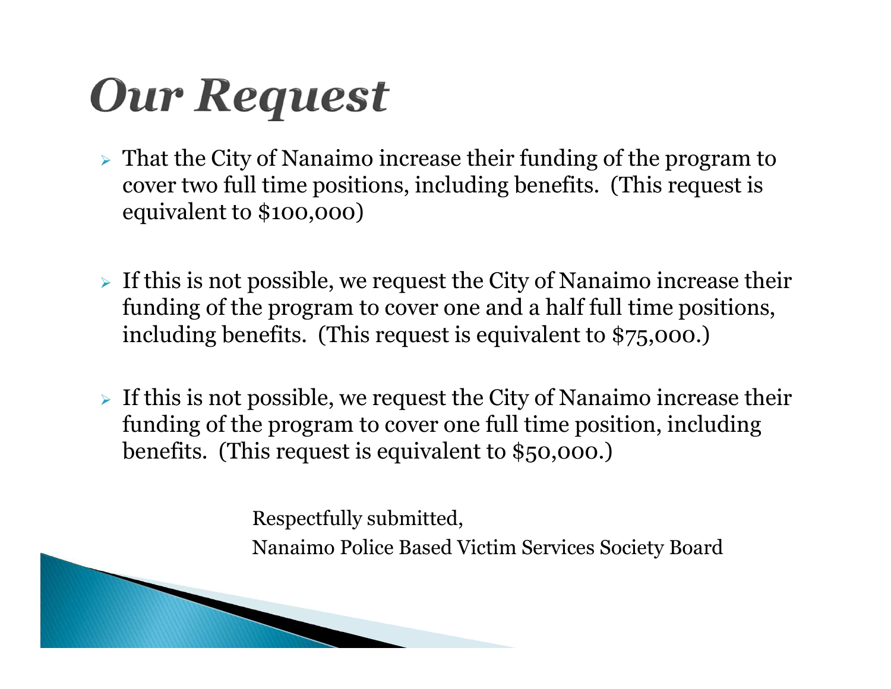# *Our Request*

- That the City of Nanaimo increase their funding of the program to cover two full time positions, including benefits. (This request is equivalent to $100,000)

- If this is not possible, we request the City of Nanaimo increase their funding of the program to cover one and a half full time positions, including benefits. (This request is equivalent to $75,000.)

- If this is not possible, we request the City of Nanaimo increase their funding of the program to cover one full time position, including benefits. (This request is equivalent to $50,000.)

Respectfully submitted,

Nanaimo Police Based Victim Services Society Board